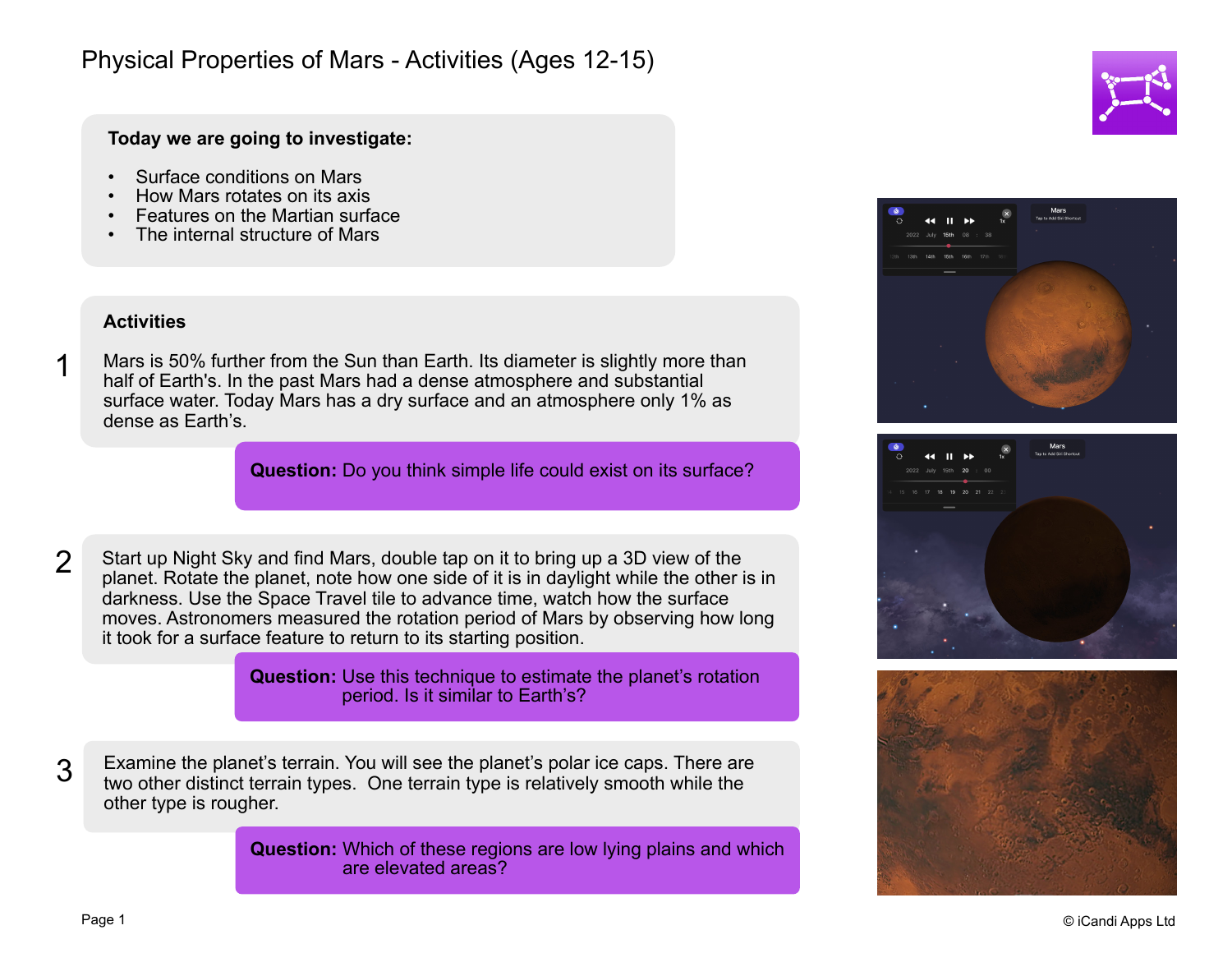# Physical Properties of Mars - Activities (Ages 12-15)

**Today we are going to investigate:**

- Surface conditions on Mars
- How Mars rotates on its axis
- Features on the Martian surface
- The internal structure of Mars

## Activities

**1**

Mars is 50% further from the Sun than Earth. Its diameter is slightly more than half of Earth's. In the past Mars had a dense atmosphere and substantial surface water. Today Mars has a dry surface and an atmosphere only 1% as dense as Earth's.

**Question:** Do you think simple life could exist on its surface?

**2**

Start up Night Sky and find Mars, double tap on it to bring up a 3D view of the planet. Rotate the planet, note how one side of it is in daylight while the other is in darkness. Use the Space Travel tile to advance time, watch how the surface moves. Astronomers measured the rotation period of Mars by observing how long it took for a surface feature to return to its starting position.

**Question:** Use this technique to estimate the planet's rotation period. Is it similar to Earth's?

**3**

Examine the planet's terrain. You will see the planet's polar ice caps. There are two other distinct terrain types. One terrain type is relatively smooth while the other type is rougher.

**Question:** Which of these regions are low lying plains and which are elevated areas?

© iCandi Apps Ltd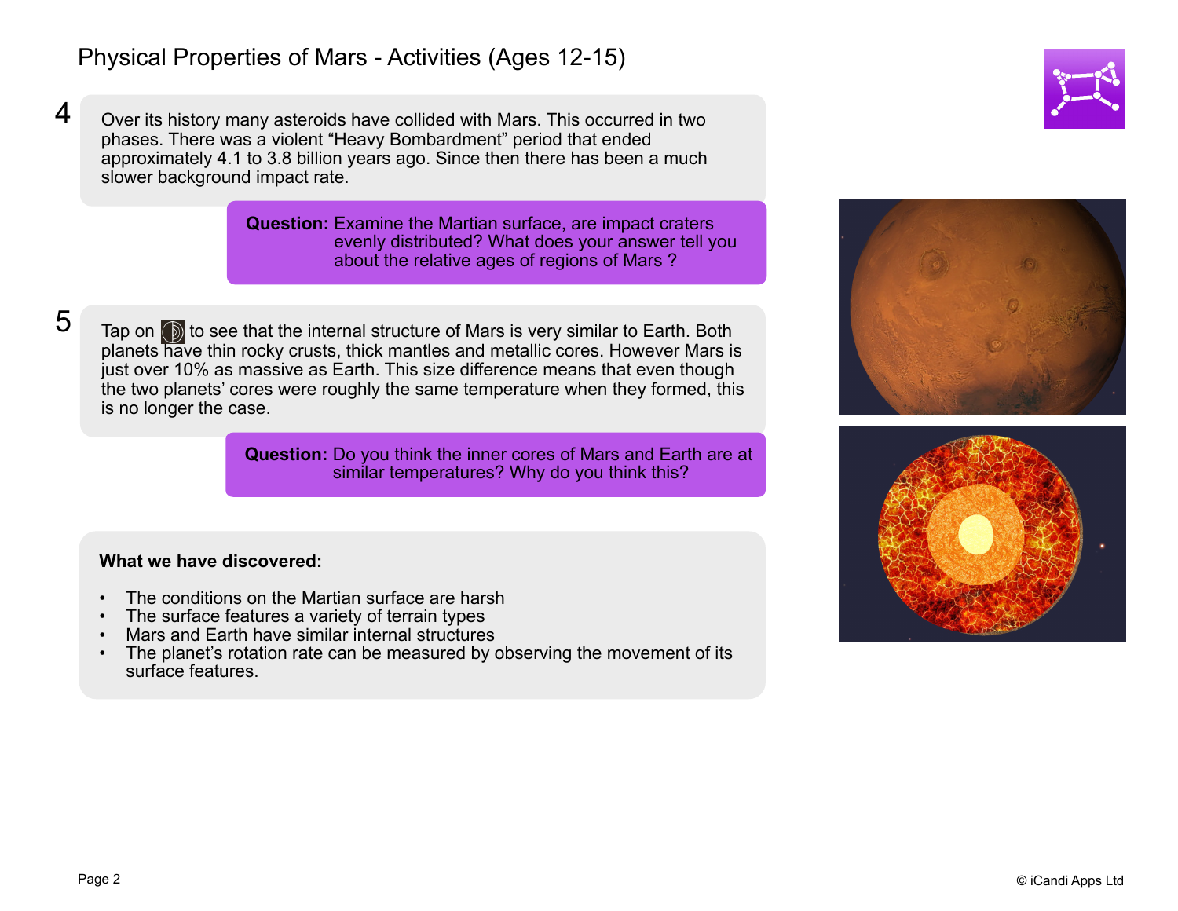# Physical Properties of Mars - Activities (Ages 12-15)

4. Over its history many asteroids have collided with Mars. This occurred in two phases. There was a violent "Heavy Bombardment" period that ended approximately 4.1 to 3.8 billion years ago. Since then there has been a much slower background impact rate.

**Question:** Examine the Martian surface, are impact craters evenly distributed? What does your answer tell you about the relative ages of regions of Mars ?

5. Tap on to see that the internal structure of Mars is very similar to Earth. Both planets have thin rocky crusts, thick mantles and metallic cores. However Mars is just over 10% as massive as Earth. This size difference means that even though the two planets' cores were roughly the same temperature when they formed, this is no longer the case.

**Question:** Do you think the inner cores of Mars and Earth are at similar temperatures? Why do you think this?

**What we have discovered:**

- The conditions on the Martian surface are harsh
- The surface features a variety of terrain types
- Mars and Earth have similar internal structures
- The planet's rotation rate can be measured by observing the movement of its surface features.

© iCandi Apps Ltd